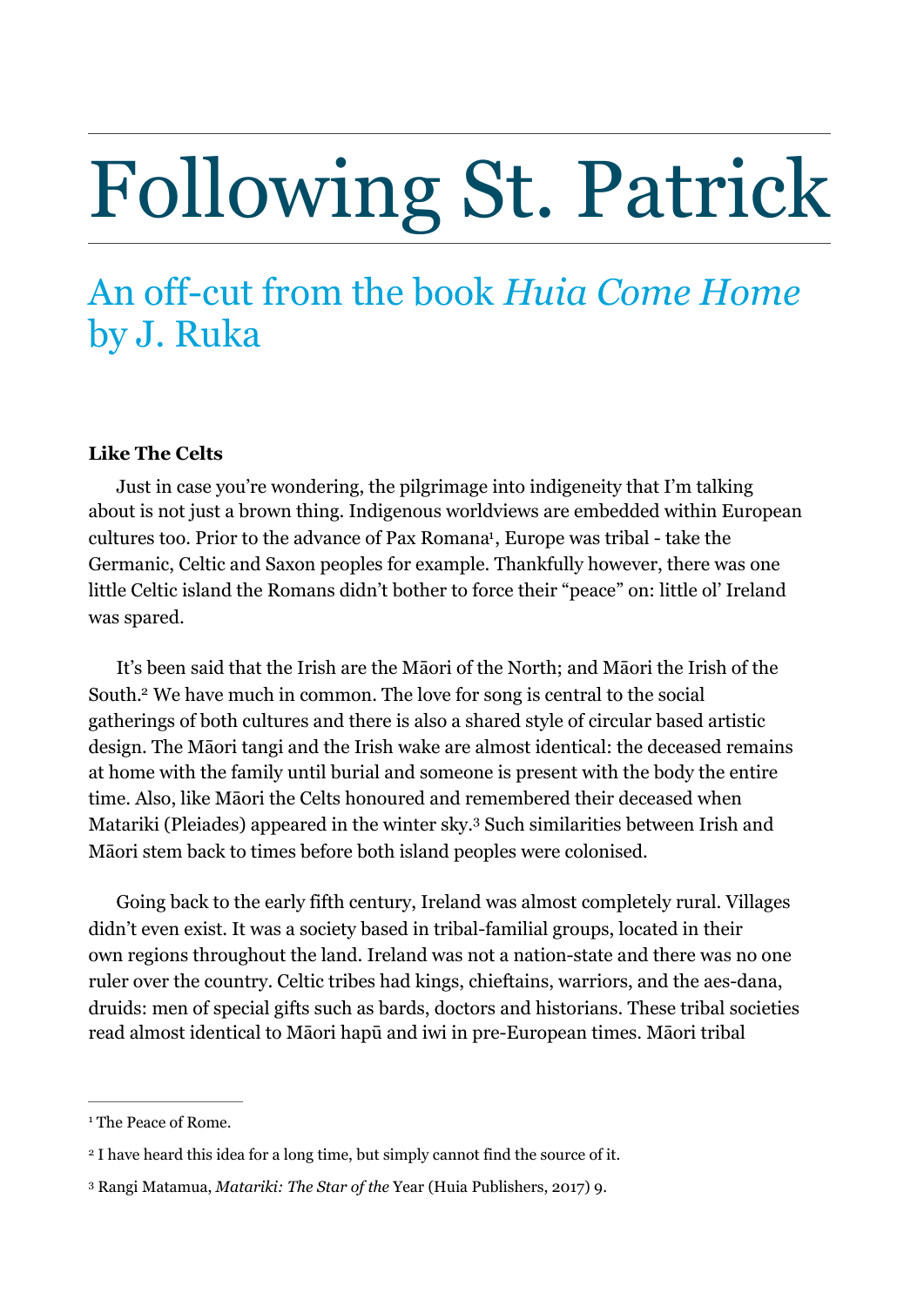# Following St. Patrick

## An off-cut from the book *Huia Come Home* by J. Ruka

**Like The Celts**

Just in case you're wondering, the pilgrimage into indigeneity that I'm talking about is not just a brown thing. Indigenous worldviews are embedded within European cultures too. Prior to the advance of Pax Romana[1], Europe was tribal - take the Germanic, Celtic and Saxon peoples for example. Thankfully however, there was one little Celtic island the Romans didn't bother to force their "peace" on: little ol' Ireland was spared.

It's been said that the Irish are the Māori of the North; and Māori the Irish of the South.[2] We have much in common. The love for song is central to the social gatherings of both cultures and there is also a shared style of circular based artistic design. The Māori tangi and the Irish wake are almost identical: the deceased remains at home with the family until burial and someone is present with the body the entire time. Also, like Māori the Celts honoured and remembered their deceased when Matariki (Pleiades) appeared in the winter sky.[3] Such similarities between Irish and Māori stem back to times before both island peoples were colonised.

Going back to the early fifth century, Ireland was almost completely rural. Villages didn't even exist. It was a society based in tribal-familial groups, located in their own regions throughout the land. Ireland was not a nation-state and there was no one ruler over the country. Celtic tribes had kings, chieftains, warriors, and the aes-dana, druids: men of special gifts such as bards, doctors and historians. These tribal societies read almost identical to Māori hapū and iwi in pre-European times. Māori tribal

---

[1] The Peace of Rome.

[2] I have heard this idea for a long time, but simply cannot find the source of it.

[3] Rangi Matamua, *Matariki: The Star of the* Year (Huia Publishers, 2017) 9.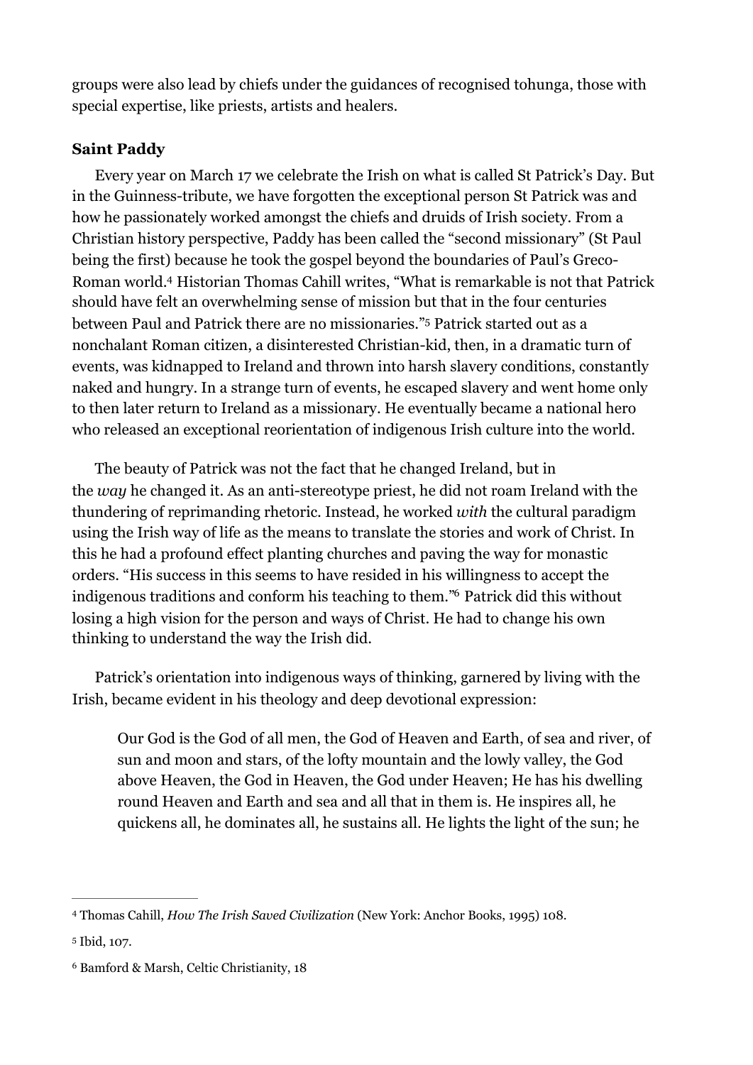groups were also lead by chiefs under the guidances of recognised tohunga, those with special expertise, like priests, artists and healers.

**Saint Paddy**

Every year on March 17 we celebrate the Irish on what is called St Patrick's Day. But in the Guinness-tribute, we have forgotten the exceptional person St Patrick was and how he passionately worked amongst the chiefs and druids of Irish society. From a Christian history perspective, Paddy has been called the "second missionary" (St Paul being the first) because he took the gospel beyond the boundaries of Paul's Greco-Roman world.[4] Historian Thomas Cahill writes, "What is remarkable is not that Patrick should have felt an overwhelming sense of mission but that in the four centuries between Paul and Patrick there are no missionaries."[5] Patrick started out as a nonchalant Roman citizen, a disinterested Christian-kid, then, in a dramatic turn of events, was kidnapped to Ireland and thrown into harsh slavery conditions, constantly naked and hungry. In a strange turn of events, he escaped slavery and went home only to then later return to Ireland as a missionary. He eventually became a national hero who released an exceptional reorientation of indigenous Irish culture into the world.

The beauty of Patrick was not the fact that he changed Ireland, but in the *way* he changed it. As an anti-stereotype priest, he did not roam Ireland with the thundering of reprimanding rhetoric. Instead, he worked *with* the cultural paradigm using the Irish way of life as the means to translate the stories and work of Christ. In this he had a profound effect planting churches and paving the way for monastic orders. "His success in this seems to have resided in his willingness to accept the indigenous traditions and conform his teaching to them."[6] Patrick did this without losing a high vision for the person and ways of Christ. He had to change his own thinking to understand the way the Irish did.

Patrick's orientation into indigenous ways of thinking, garnered by living with the Irish, became evident in his theology and deep devotional expression:

> Our God is the God of all men, the God of Heaven and Earth, of sea and river, of sun and moon and stars, of the lofty mountain and the lowly valley, the God above Heaven, the God in Heaven, the God under Heaven; He has his dwelling round Heaven and Earth and sea and all that in them is. He inspires all, he quickens all, he dominates all, he sustains all. He lights the light of the sun; he

---

[4] Thomas Cahill, *How The Irish Saved Civilization* (New York: Anchor Books, 1995) 108.

[5] Ibid, 107.

[6] Bamford & Marsh, Celtic Christianity, 18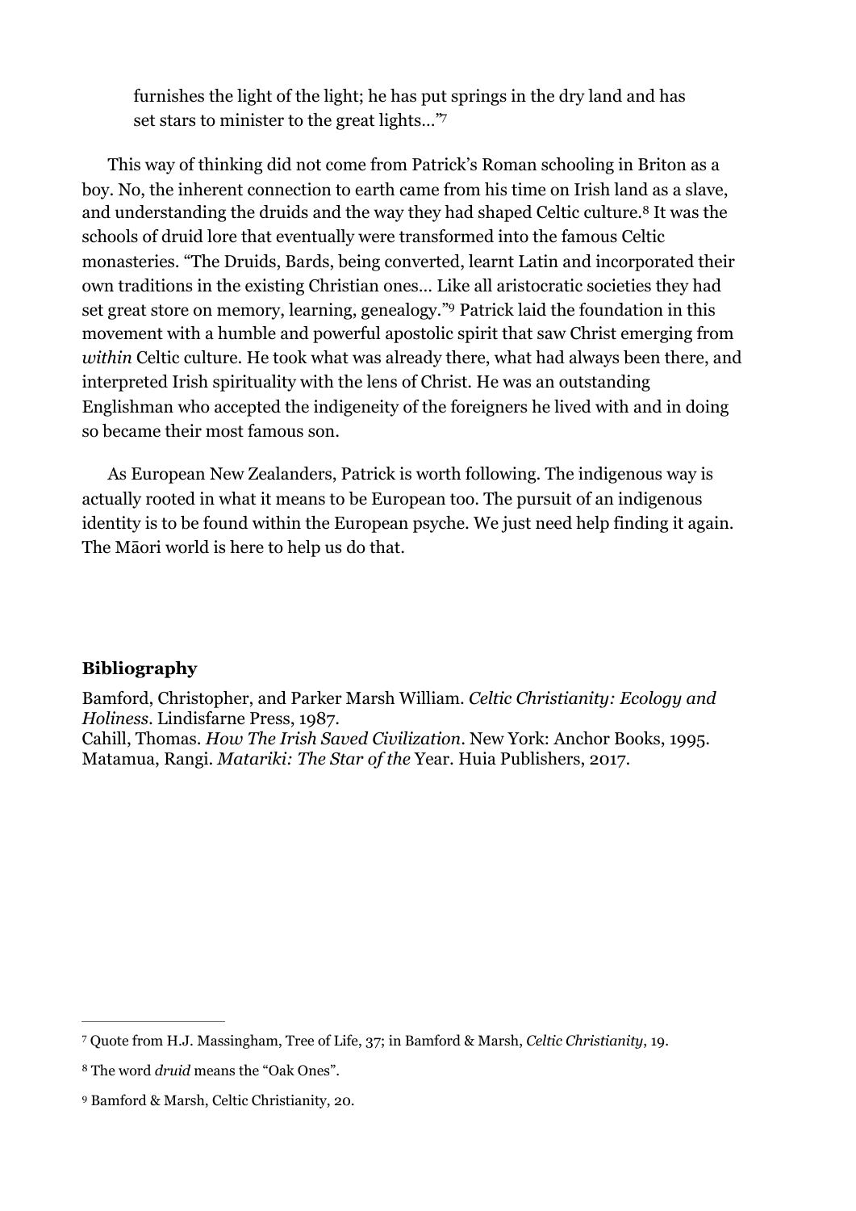furnishes the light of the light; he has put springs in the dry land and has set stars to minister to the great lights..."[7]

This way of thinking did not come from Patrick's Roman schooling in Briton as a boy. No, the inherent connection to earth came from his time on Irish land as a slave, and understanding the druids and the way they had shaped Celtic culture.[8] It was the schools of druid lore that eventually were transformed into the famous Celtic monasteries. "The Druids, Bards, being converted, learnt Latin and incorporated their own traditions in the existing Christian ones... Like all aristocratic societies they had set great store on memory, learning, genealogy."[9] Patrick laid the foundation in this movement with a humble and powerful apostolic spirit that saw Christ emerging from *within* Celtic culture. He took what was already there, what had always been there, and interpreted Irish spirituality with the lens of Christ. He was an outstanding Englishman who accepted the indigeneity of the foreigners he lived with and in doing so became their most famous son.

As European New Zealanders, Patrick is worth following. The indigenous way is actually rooted in what it means to be European too. The pursuit of an indigenous identity is to be found within the European psyche. We just need help finding it again. The Māori world is here to help us do that.

**Bibliography**

Bamford, Christopher, and Parker Marsh William. *Celtic Christianity: Ecology and Holiness*. Lindisfarne Press, 1987.
Cahill, Thomas. *How The Irish Saved Civilization*. New York: Anchor Books, 1995.
Matamua, Rangi. *Matariki: The Star of the* Year. Huia Publishers, 2017.

---

[7] Quote from H.J. Massingham, Tree of Life, 37; in Bamford & Marsh, *Celtic Christianity*, 19.

[8] The word *druid* means the "Oak Ones".

[9] Bamford & Marsh, Celtic Christianity, 20.